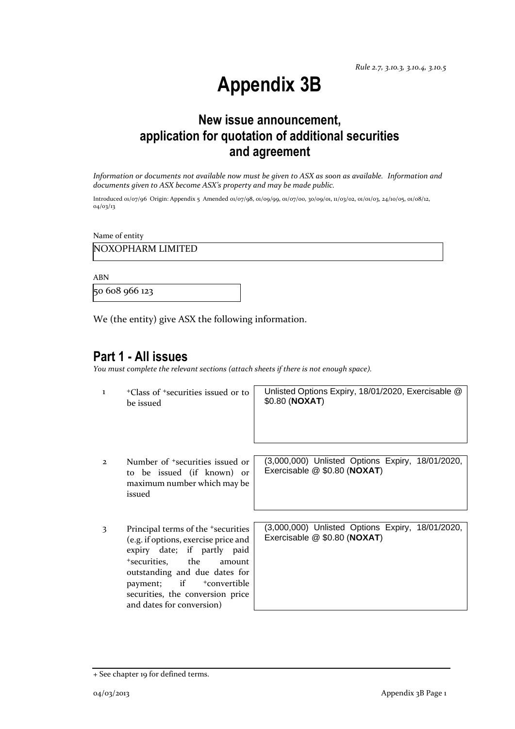*Rule 2.7, 3.10.3, 3.10.4, 3.10.5*

# Appendix 3B

## New issue announcement, application for quotation of additional securities and agreement

*Information or documents not available now must be given to ASX as soon as available. Information and documents given to ASX become ASX's property and may be made public.*

Introduced 01/07/96 Origin: Appendix 5 Amended 01/07/98, 01/09/99, 01/07/00, 30/09/01, 11/03/02, 01/01/03, 24/10/05, 01/08/12, 04/03/13

Name of entity

NOXOPHARM LIMITED

ABN

50 608 966 123

We (the entity) give ASX the following information.

## Part 1 - All issues

*You must complete the relevant sections (attach sheets if there is not enough space).*

| | | |
|---|---|---|
| 1 | +Class of +securities issued or to be issued | Unlisted Options Expiry, 18/01/2020, Exercisable @ $0.80 (**NOXAT**) |
| 2 | Number of +securities issued or to be issued (if known) or maximum number which may be issued | (3,000,000) Unlisted Options Expiry, 18/01/2020, Exercisable @ $0.80 (**NOXAT**) |
| 3 | Principal terms of the +securities (e.g. if options, exercise price and expiry date; if partly paid +securities, the amount outstanding and due dates for payment; if +convertible securities, the conversion price and dates for conversion) | (3,000,000) Unlisted Options Expiry, 18/01/2020, Exercisable @ $0.80 (**NOXAT**) |

+ See chapter 19 for defined terms.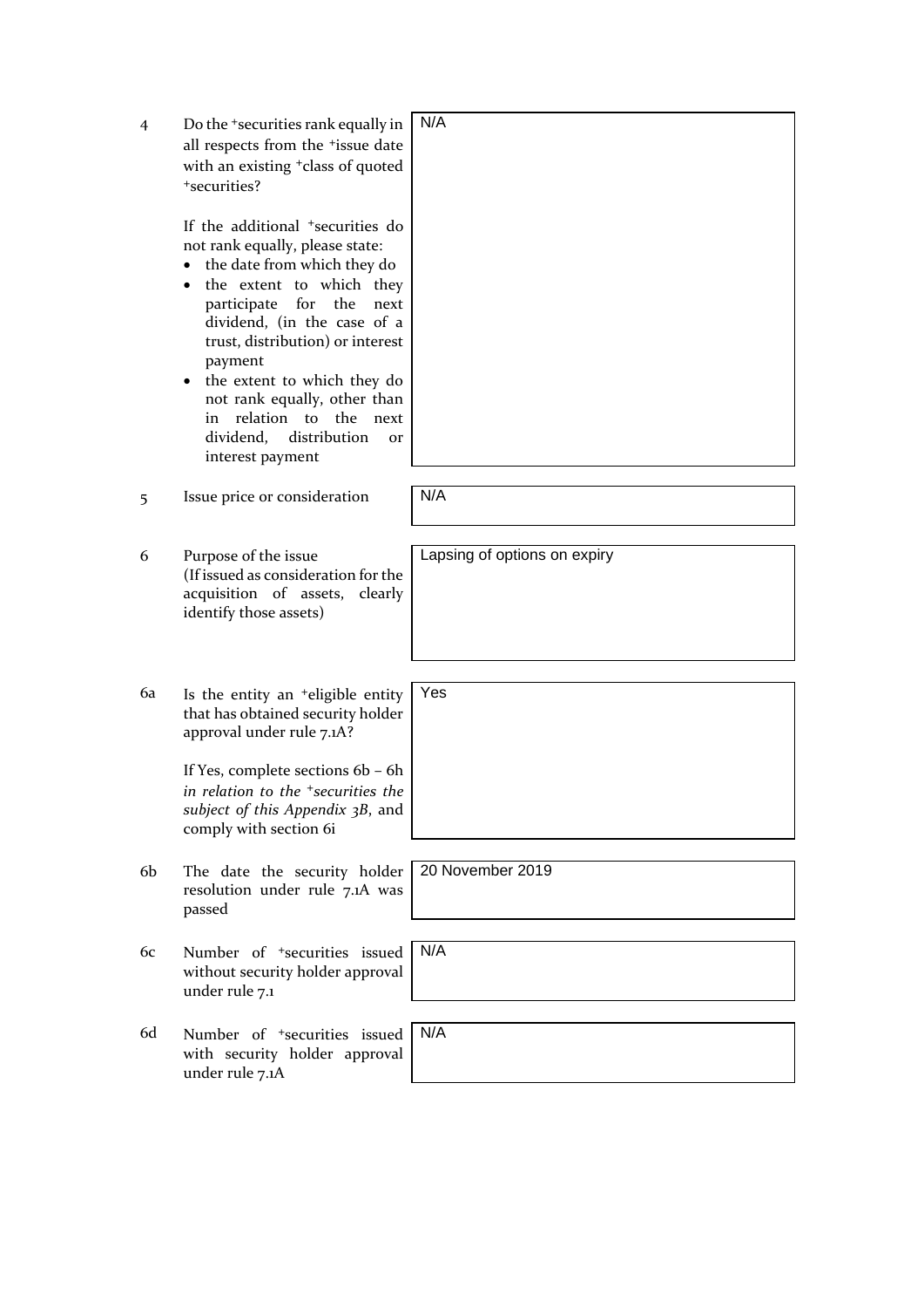| | | |
|---|---|---|
| 4 | Do the +securities rank equally in all respects from the +issue date with an existing +class of quoted +securities?<br><br>If the additional +securities do not rank equally, please state:<br>• the date from which they do<br>• the extent to which they participate for the next dividend, (in the case of a trust, distribution) or interest payment<br>• the extent to which they do not rank equally, other than in relation to the next dividend, distribution or interest payment | N/A |
| 5 | Issue price or consideration | N/A |
| 6 | Purpose of the issue<br>(If issued as consideration for the acquisition of assets, clearly identify those assets) | Lapsing of options on expiry |
| 6a | Is the entity an +eligible entity that has obtained security holder approval under rule 7.1A?<br><br>If Yes, complete sections 6b – 6h *in relation to the +securities the subject of this Appendix 3B*, and comply with section 6i | Yes |
| 6b | The date the security holder resolution under rule 7.1A was passed | 20 November 2019 |
| 6c | Number of +securities issued without security holder approval under rule 7.1 | N/A |
| 6d | Number of +securities issued with security holder approval under rule 7.1A | N/A |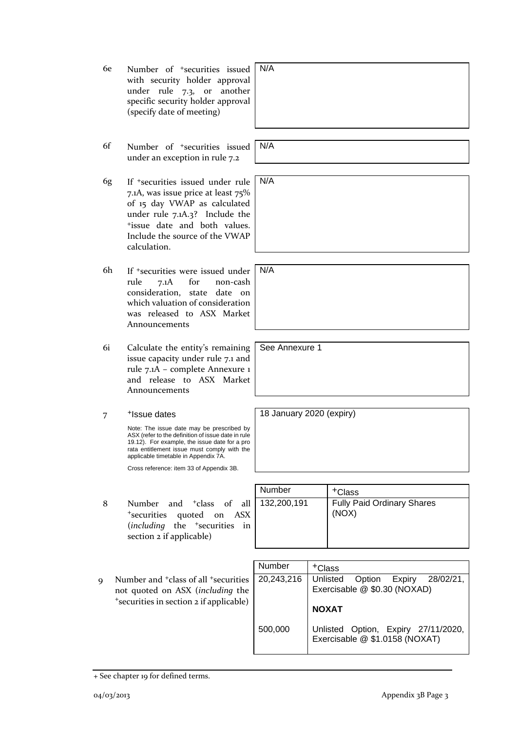| | | |
|---|---|---|
| 6e | Number of +securities issued with security holder approval under rule 7.3, or another specific security holder approval (specify date of meeting) | N/A |
| 6f | Number of +securities issued under an exception in rule 7.2 | N/A |
| 6g | If +securities issued under rule 7.1A, was issue price at least 75% of 15 day VWAP as calculated under rule 7.1A.3? Include the +issue date and both values. Include the source of the VWAP calculation. | N/A |
| 6h | If +securities were issued under rule 7.1A for non-cash consideration, state date on which valuation of consideration was released to ASX Market Announcements | N/A |
| 6i | Calculate the entity's remaining issue capacity under rule 7.1 and rule 7.1A – complete Annexure 1 and release to ASX Market Announcements | See Annexure 1 |
| 7 | +Issue dates<br><br>Note: The issue date may be prescribed by ASX (refer to the definition of issue date in rule 19.12). For example, the issue date for a pro rata entitlement issue must comply with the applicable timetable in Appendix 7A.<br><br>Cross reference: item 33 of Appendix 3B. | 18 January 2020 (expiry) |

8 Number and +class of all +securities quoted on ASX (*including* the +securities in section 2 if applicable)

| Number | +Class |
|---|---|
| 132,200,191 | Fully Paid Ordinary Shares (NOX) |

9 Number and +class of all +securities not quoted on ASX (*including* the +securities in section 2 if applicable)

| Number | +Class |
|---|---|
| 20,243,216 | Unlisted Option Expiry 28/02/21, Exercisable @ $0.30 (NOXAD) |
| | **NOXAT** |
| 500,000 | Unlisted Option, Expiry 27/11/2020, Exercisable @ $1.0158 (NOXAT) |

+ See chapter 19 for defined terms.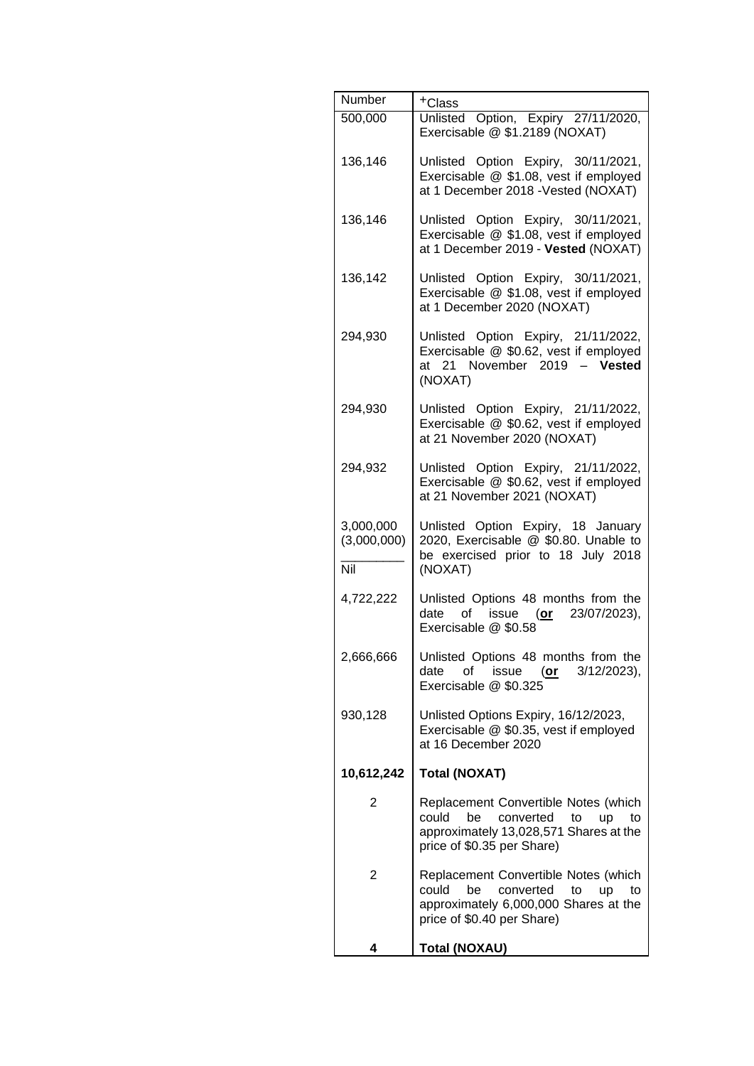| Number | +Class |
|---|---|
| 500,000 | Unlisted Option, Expiry 27/11/2020, Exercisable @ $1.2189 (NOXAT) |
| 136,146 | Unlisted Option Expiry, 30/11/2021, Exercisable @ $1.08, vest if employed at 1 December 2018 -Vested (NOXAT) |
| 136,146 | Unlisted Option Expiry, 30/11/2021, Exercisable @ $1.08, vest if employed at 1 December 2019 - **Vested** (NOXAT) |
| 136,142 | Unlisted Option Expiry, 30/11/2021, Exercisable @ $1.08, vest if employed at 1 December 2020 (NOXAT) |
| 294,930 | Unlisted Option Expiry, 21/11/2022, Exercisable @ $0.62, vest if employed at 21 November 2019 – **Vested** (NOXAT) |
| 294,930 | Unlisted Option Expiry, 21/11/2022, Exercisable @ $0.62, vest if employed at 21 November 2020 (NOXAT) |
| 294,932 | Unlisted Option Expiry, 21/11/2022, Exercisable @ $0.62, vest if employed at 21 November 2021 (NOXAT) |
| 3,000,000<br>(3,000,000)<br>_________<br>Nil | Unlisted Option Expiry, 18 January 2020, Exercisable @ $0.80. Unable to be exercised prior to 18 July 2018 (NOXAT) |
| 4,722,222 | Unlisted Options 48 months from the date of issue (**or** 23/07/2023), Exercisable @ $0.58 |
| 2,666,666 | Unlisted Options 48 months from the date of issue (**or** 3/12/2023), Exercisable @ $0.325 |
| 930,128 | Unlisted Options Expiry, 16/12/2023, Exercisable @ $0.35, vest if employed at 16 December 2020 |
| **10,612,242** | **Total (NOXAT)** |
| 2 | Replacement Convertible Notes (which could be converted to up to approximately 13,028,571 Shares at the price of $0.35 per Share) |
| 2 | Replacement Convertible Notes (which could be converted to up to approximately 6,000,000 Shares at the price of $0.40 per Share) |
| **4** | **Total (NOXAU)** |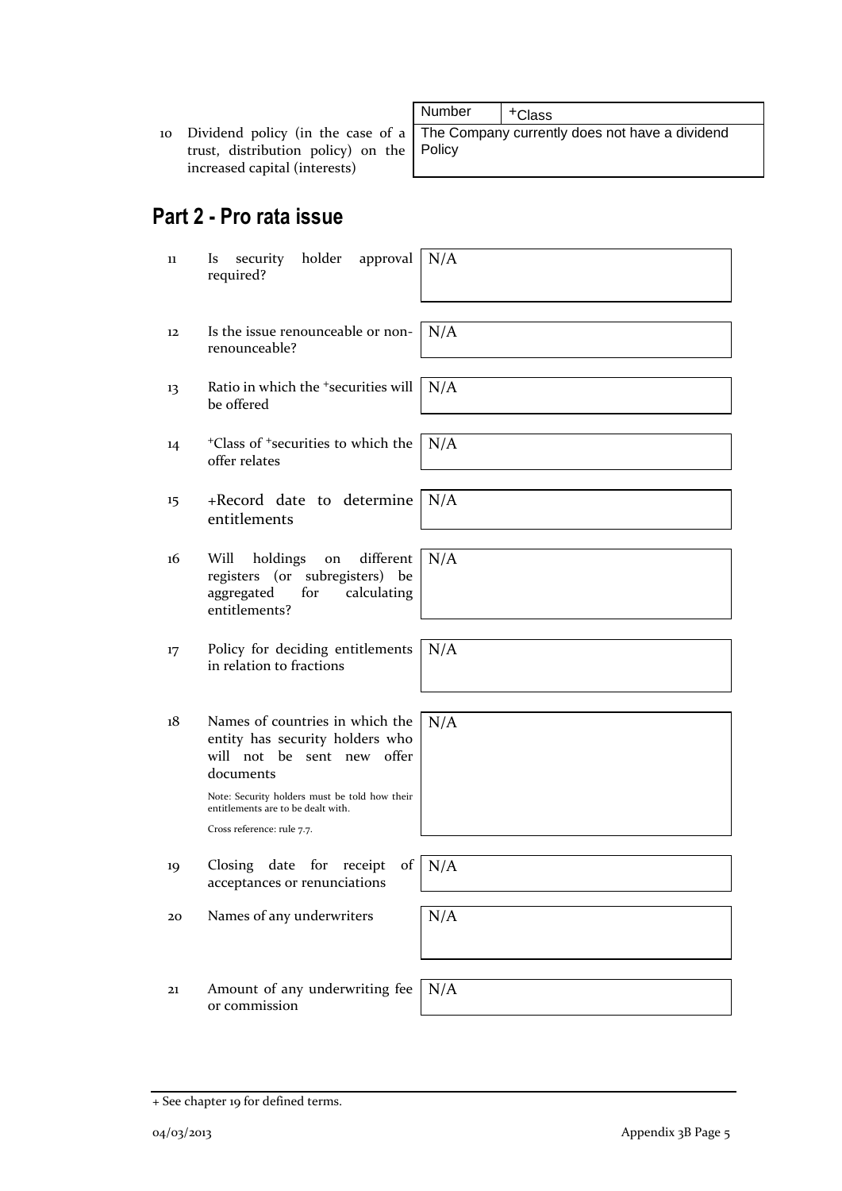| | | Number | +Class |
|---|---|---|---|
| 10 | Dividend policy (in the case of a trust, distribution policy) on the increased capital (interests) | The Company currently does not have a dividend Policy | |

## Part 2 - Pro rata issue

| | | |
|---|---|---|
| 11 | Is security holder approval required? | N/A |
| 12 | Is the issue renounceable or non-renounceable? | N/A |
| 13 | Ratio in which the +securities will be offered | N/A |
| 14 | +Class of +securities to which the offer relates | N/A |
| 15 | +Record date to determine entitlements | N/A |
| 16 | Will holdings on different registers (or subregisters) be aggregated for calculating entitlements? | N/A |
| 17 | Policy for deciding entitlements in relation to fractions | N/A |
| 18 | Names of countries in which the entity has security holders who will not be sent new offer documents<br><br>Note: Security holders must be told how their entitlements are to be dealt with.<br><br>Cross reference: rule 7.7. | N/A |
| 19 | Closing date for receipt of acceptances or renunciations | N/A |
| 20 | Names of any underwriters | N/A |
| 21 | Amount of any underwriting fee or commission | N/A |

+ See chapter 19 for defined terms.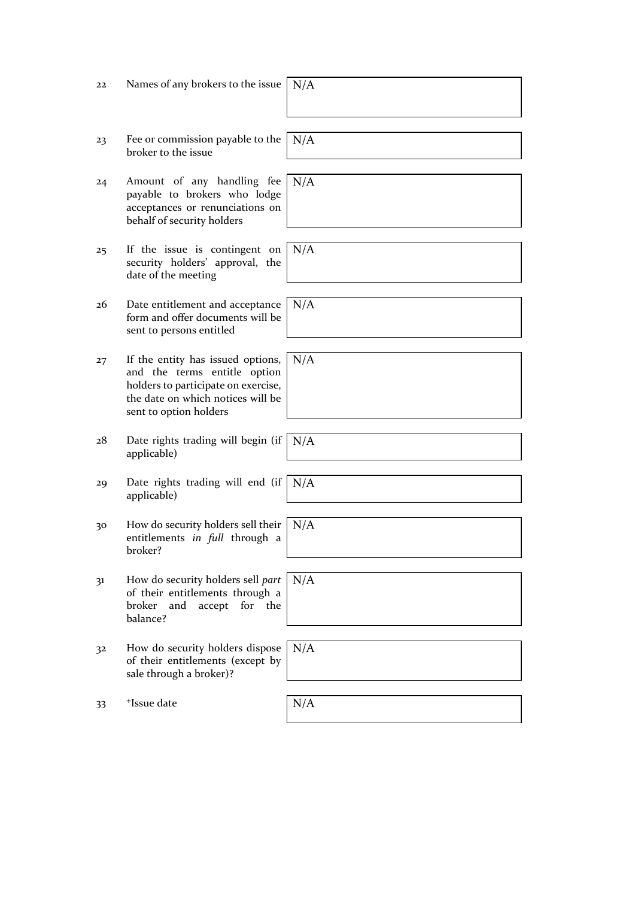| | | |
|---|---|---|
| 22 | Names of any brokers to the issue | N/A |
| 23 | Fee or commission payable to the broker to the issue | N/A |
| 24 | Amount of any handling fee payable to brokers who lodge acceptances or renunciations on behalf of security holders | N/A |
| 25 | If the issue is contingent on security holders' approval, the date of the meeting | N/A |
| 26 | Date entitlement and acceptance form and offer documents will be sent to persons entitled | N/A |
| 27 | If the entity has issued options, and the terms entitle option holders to participate on exercise, the date on which notices will be sent to option holders | N/A |
| 28 | Date rights trading will begin (if applicable) | N/A |
| 29 | Date rights trading will end (if applicable) | N/A |
| 30 | How do security holders sell their entitlements *in full* through a broker? | N/A |
| 31 | How do security holders sell *part* of their entitlements through a broker and accept for the balance? | N/A |
| 32 | How do security holders dispose of their entitlements (except by sale through a broker)? | N/A |
| 33 | +Issue date | N/A |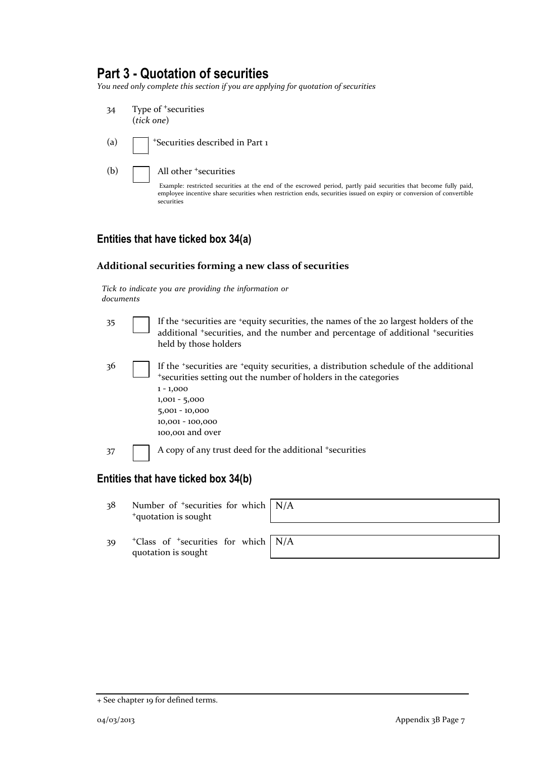## Part 3 - Quotation of securities

*You need only complete this section if you are applying for quotation of securities*

34 Type of +securities
(*tick one*)

(a) ☐ +Securities described in Part 1

(b) ☐ All other +securities

Example: restricted securities at the end of the escrowed period, partly paid securities that become fully paid, employee incentive share securities when restriction ends, securities issued on expiry or conversion of convertible securities

### Entities that have ticked box 34(a)

#### Additional securities forming a new class of securities

*Tick to indicate you are providing the information or documents*

35 ☐ If the +securities are +equity securities, the names of the 20 largest holders of the additional +securities, and the number and percentage of additional +securities held by those holders

36 ☐ If the +securities are +equity securities, a distribution schedule of the additional +securities setting out the number of holders in the categories
1 - 1,000
1,001 - 5,000
5,001 - 10,000
10,001 - 100,000
100,001 and over

37 ☐ A copy of any trust deed for the additional +securities

### Entities that have ticked box 34(b)

| | | |
|---|---|---|
| 38 | Number of +securities for which +quotation is sought | N/A |
| 39 | +Class of +securities for which quotation is sought | N/A |

+ See chapter 19 for defined terms.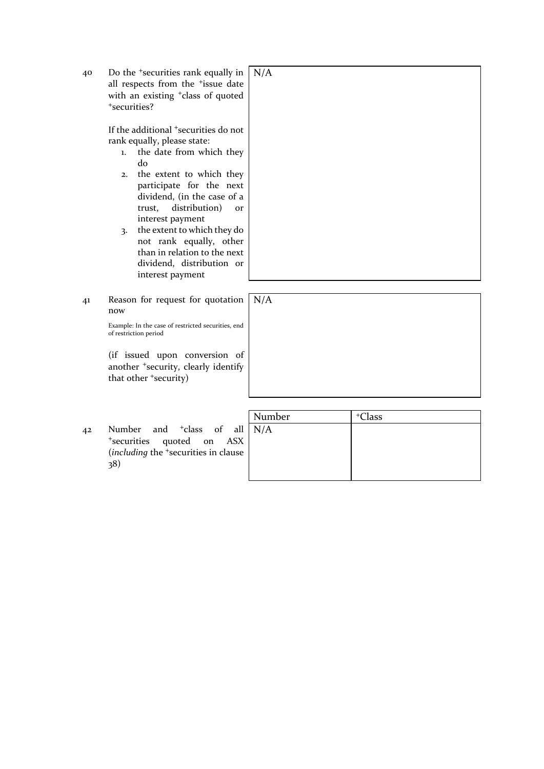| | | |
|---|---|---|
| 40 | Do the +securities rank equally in all respects from the +issue date with an existing +class of quoted +securities?<br><br>If the additional +securities do not rank equally, please state:<br>1. the date from which they do<br>2. the extent to which they participate for the next dividend, (in the case of a trust, distribution) or interest payment<br>3. the extent to which they do not rank equally, other than in relation to the next dividend, distribution or interest payment | N/A |
| 41 | Reason for request for quotation now<br><br>Example: In the case of restricted securities, end of restriction period<br><br>(if issued upon conversion of another +security, clearly identify that other +security) | N/A |

| | | Number | +Class |
|---|---|---|---|
| 42 | Number and +class of all +securities quoted on ASX (*including* the +securities in clause 38) | N/A | |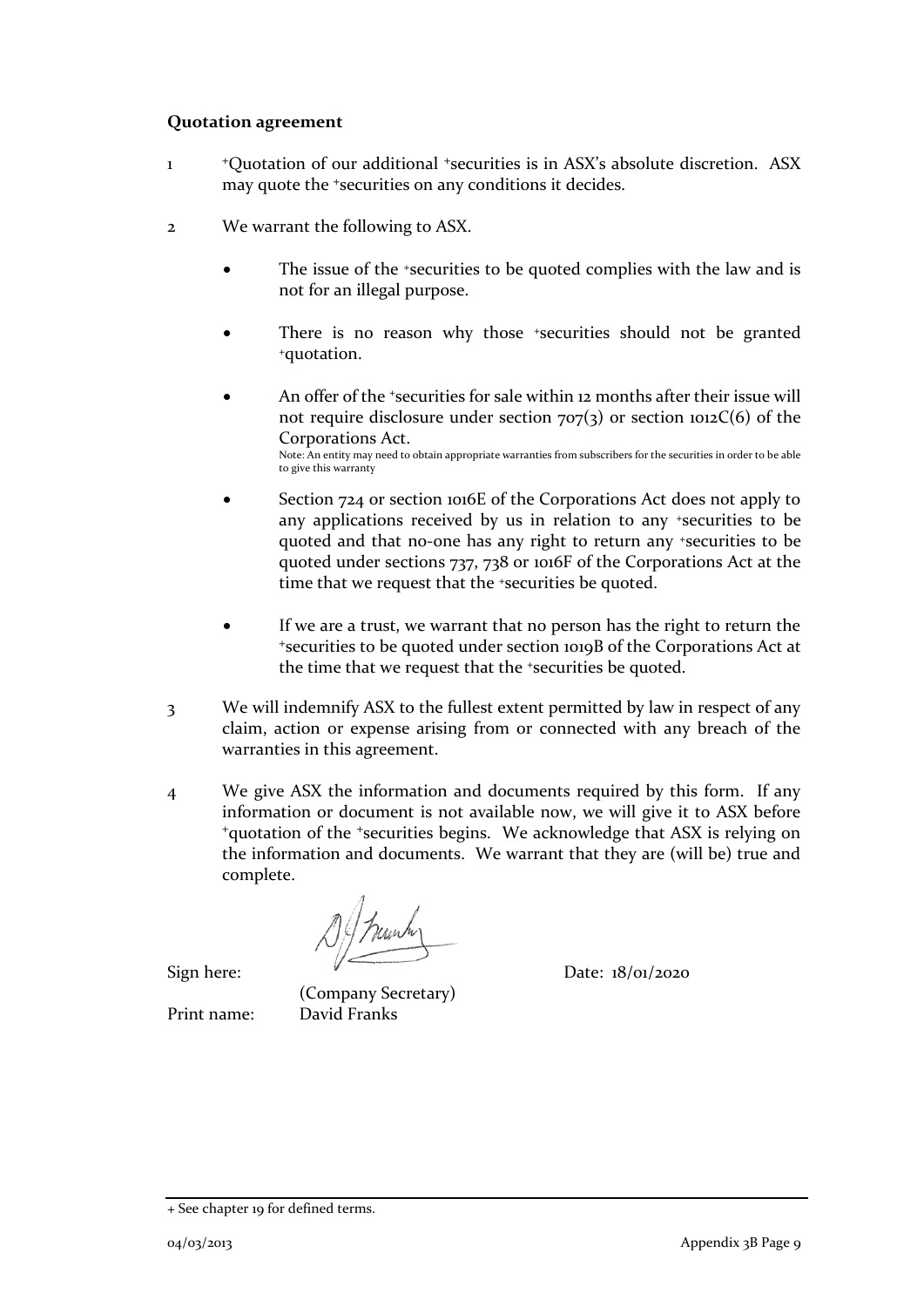**Quotation agreement**

1 +Quotation of our additional +securities is in ASX's absolute discretion. ASX may quote the +securities on any conditions it decides.

2 We warrant the following to ASX.

- The issue of the +securities to be quoted complies with the law and is not for an illegal purpose.
- There is no reason why those +securities should not be granted +quotation.
- An offer of the +securities for sale within 12 months after their issue will not require disclosure under section 707(3) or section 1012C(6) of the Corporations Act.
  Note: An entity may need to obtain appropriate warranties from subscribers for the securities in order to be able to give this warranty
- Section 724 or section 1016E of the Corporations Act does not apply to any applications received by us in relation to any +securities to be quoted and that no-one has any right to return any +securities to be quoted under sections 737, 738 or 1016F of the Corporations Act at the time that we request that the +securities be quoted.
- If we are a trust, we warrant that no person has the right to return the +securities to be quoted under section 1019B of the Corporations Act at the time that we request that the +securities be quoted.

3 We will indemnify ASX to the fullest extent permitted by law in respect of any claim, action or expense arising from or connected with any breach of the warranties in this agreement.

4 We give ASX the information and documents required by this form. If any information or document is not available now, we will give it to ASX before +quotation of the +securities begins. We acknowledge that ASX is relying on the information and documents. We warrant that they are (will be) true and complete.

Sign here: (Company Secretary) Date: 18/01/2020

Print name: David Franks

+ See chapter 19 for defined terms.

04/03/2013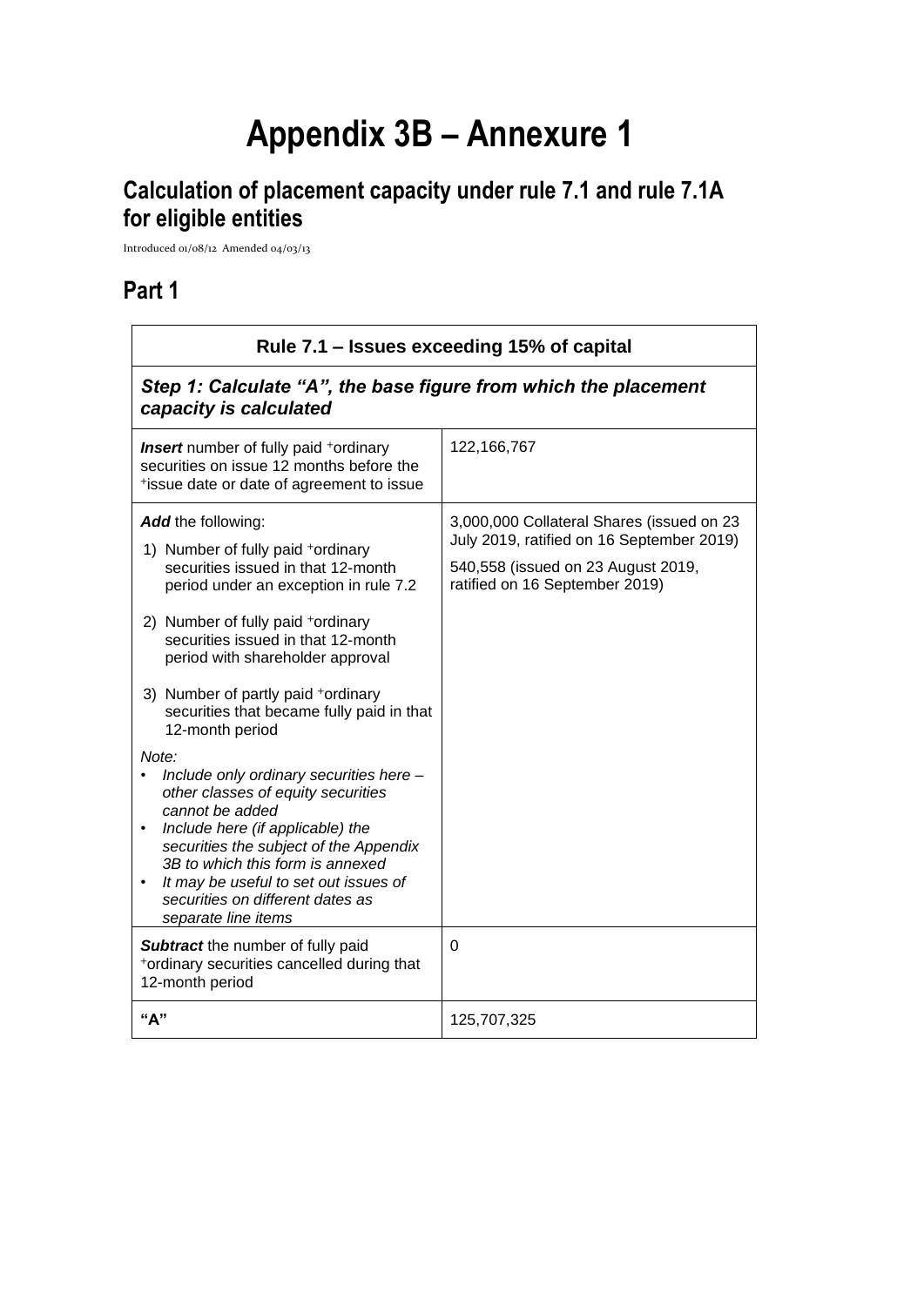# Appendix 3B – Annexure 1

## Calculation of placement capacity under rule 7.1 and rule 7.1A for eligible entities

Introduced 01/08/12 Amended 04/03/13

## Part 1

| Rule 7.1 – Issues exceeding 15% of capital | |
|---|---|
| ***Step 1: Calculate "A", the base figure from which the placement capacity is calculated*** | |
| ***Insert*** number of fully paid +ordinary securities on issue 12 months before the +issue date or date of agreement to issue | 122,166,767 |
| ***Add*** the following:<br>1) Number of fully paid +ordinary securities issued in that 12-month period under an exception in rule 7.2<br>2) Number of fully paid +ordinary securities issued in that 12-month period with shareholder approval<br>3) Number of partly paid +ordinary securities that became fully paid in that 12-month period<br>*Note:*<br>• *Include only ordinary securities here – other classes of equity securities cannot be added*<br>• *Include here (if applicable) the securities the subject of the Appendix 3B to which this form is annexed*<br>• *It may be useful to set out issues of securities on different dates as separate line items* | 3,000,000 Collateral Shares (issued on 23 July 2019, ratified on 16 September 2019)<br>540,558 (issued on 23 August 2019, ratified on 16 September 2019) |
| ***Subtract*** the number of fully paid +ordinary securities cancelled during that 12-month period | 0 |
| **"A"** | 125,707,325 |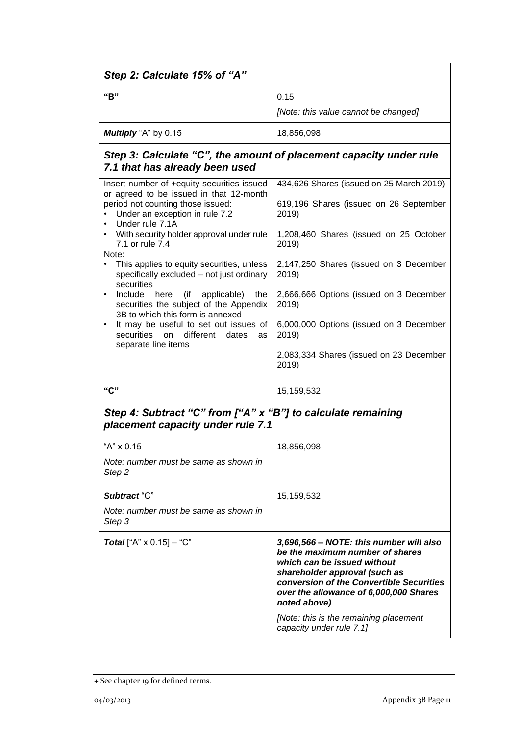### *Step 2: Calculate 15% of "A"*

| | |
|---|---|
| **"B"** | 0.15<br>*[Note: this value cannot be changed]* |
| ***Multiply*** "A" by 0.15 | 18,856,098 |

### *Step 3: Calculate "C", the amount of placement capacity under rule 7.1 that has already been used*

| | |
|---|---|
| Insert number of +equity securities issued or agreed to be issued in that 12-month period not counting those issued:<br>• Under an exception in rule 7.2<br>• Under rule 7.1A<br>• With security holder approval under rule 7.1 or rule 7.4<br>Note:<br>• This applies to equity securities, unless specifically excluded – not just ordinary securities<br>• Include here (if applicable) the securities the subject of the Appendix 3B to which this form is annexed<br>• It may be useful to set out issues of securities on different dates as separate line items | 434,626 Shares (issued on 25 March 2019)<br>619,196 Shares (issued on 26 September 2019)<br>1,208,460 Shares (issued on 25 October 2019)<br>2,147,250 Shares (issued on 3 December 2019)<br>2,666,666 Options (issued on 3 December 2019)<br>6,000,000 Options (issued on 3 December 2019)<br>2,083,334 Shares (issued on 23 December 2019) |
| **"C"** | 15,159,532 |

### *Step 4: Subtract "C" from ["A" x "B"] to calculate remaining placement capacity under rule 7.1*

| | |
|---|---|
| "A" x 0.15<br>*Note: number must be same as shown in Step 2* | 18,856,098 |
| ***Subtract*** "C"<br>*Note: number must be same as shown in Step 3* | 15,159,532 |
| ***Total*** ["A" x 0.15] – "C" | ***3,696,566 – NOTE: this number will also be the maximum number of shares which can be issued without shareholder approval (such as conversion of the Convertible Securities over the allowance of 6,000,000 Shares noted above)***<br>*[Note: this is the remaining placement capacity under rule 7.1]* |

+ See chapter 19 for defined terms.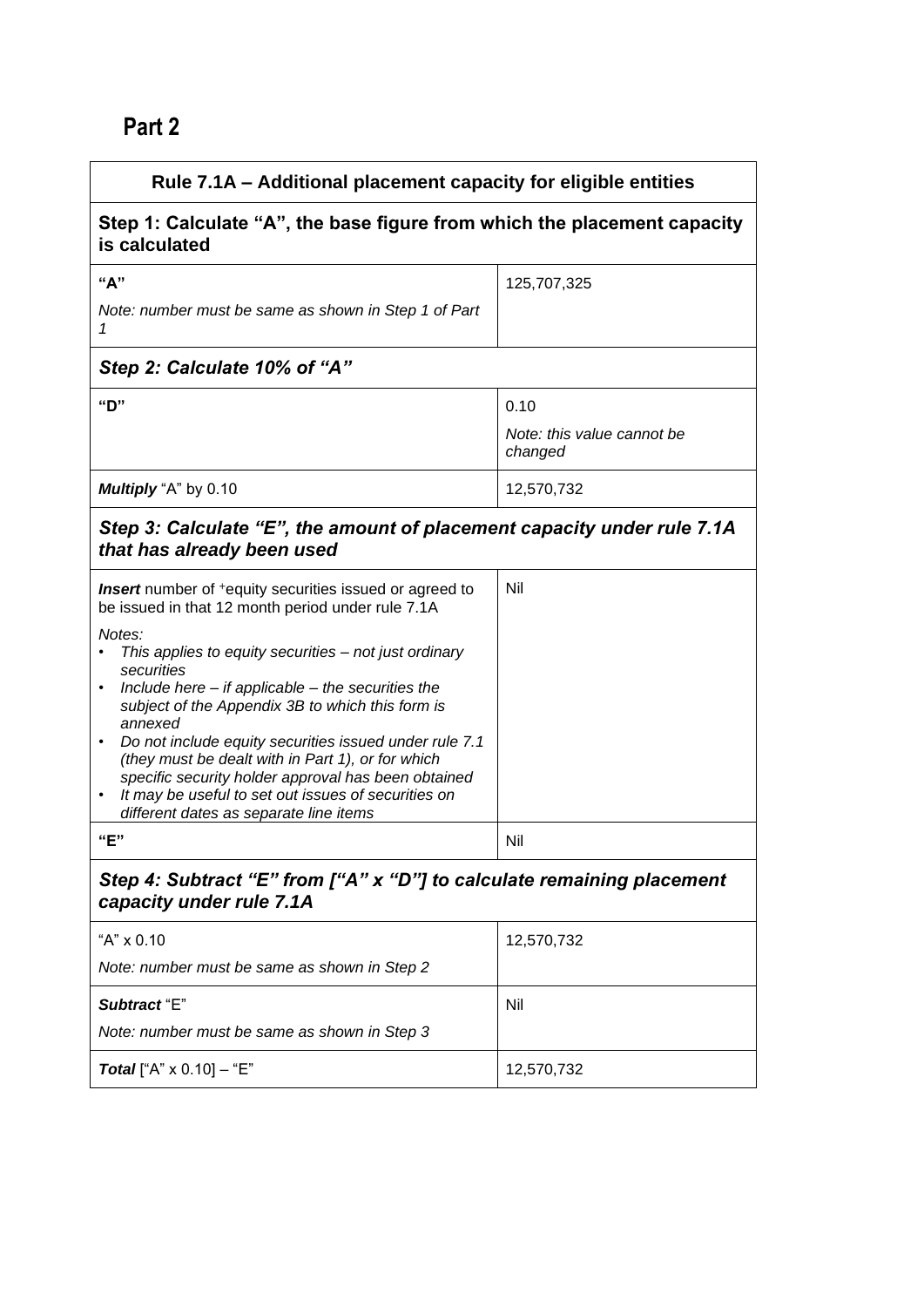## Part 2

| Rule 7.1A – Additional placement capacity for eligible entities | |
|---|---|
| **Step 1: Calculate "A", the base figure from which the placement capacity is calculated** | |
| **"A"**<br><br>*Note: number must be same as shown in Step 1 of Part 1* | 125,707,325 |
| ***Step 2: Calculate 10% of "A"*** | |
| **"D"** | 0.10<br><br>*Note: this value cannot be changed* |
| ***Multiply*** "A" by 0.10 | 12,570,732 |
| ***Step 3: Calculate "E", the amount of placement capacity under rule 7.1A that has already been used*** | |
| ***Insert*** number of +equity securities issued or agreed to be issued in that 12 month period under rule 7.1A<br><br>*Notes:*<br>• *This applies to equity securities – not just ordinary securities*<br>• *Include here – if applicable – the securities the subject of the Appendix 3B to which this form is annexed*<br>• *Do not include equity securities issued under rule 7.1 (they must be dealt with in Part 1), or for which specific security holder approval has been obtained*<br>• *It may be useful to set out issues of securities on different dates as separate line items* | Nil |
| **"E"** | Nil |
| ***Step 4: Subtract "E" from ["A" x "D"] to calculate remaining placement capacity under rule 7.1A*** | |
| "A" x 0.10<br><br>*Note: number must be same as shown in Step 2* | 12,570,732 |
| ***Subtract*** "E"<br><br>*Note: number must be same as shown in Step 3* | Nil |
| ***Total*** ["A" x 0.10] – "E" | 12,570,732 |